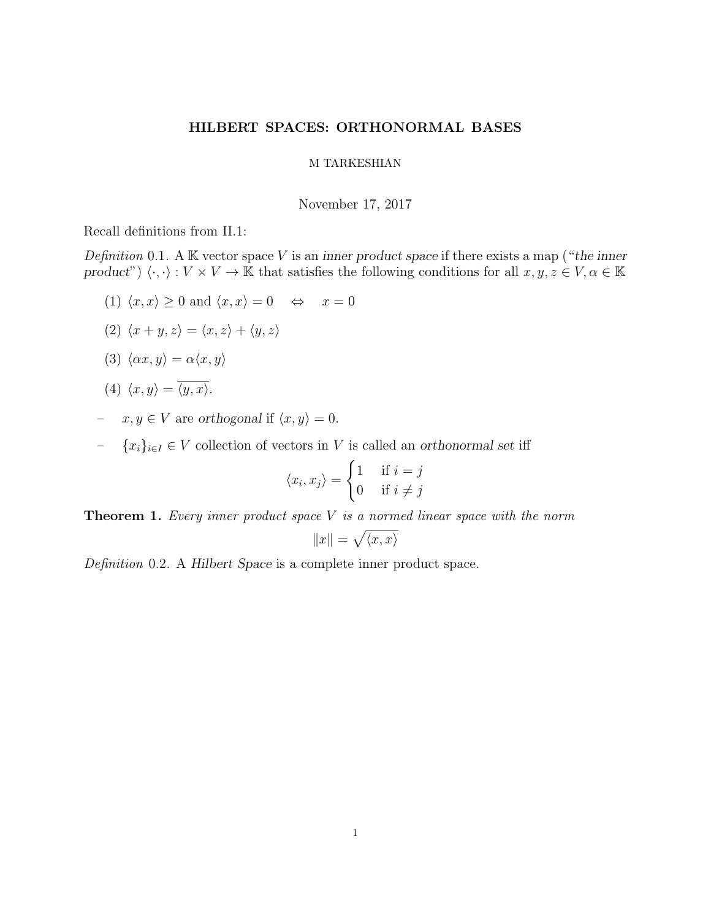# HILBERT SPACES: ORTHONORMAL BASES

M TARKESHIAN

November 17, 2017

Recall definitions from II.1:

*Definition* 0.1. A $\mathbb{K}$ vector space $V$ is an *inner product space* if there exists a map ("*the inner product*") $\langle \cdot, \cdot \rangle : V \times V \to \mathbb{K}$ that satisfies the following conditions for all $x, y, z \in V, \alpha \in \mathbb{K}$

(1) $\langle x, x \rangle \geq 0$ and $\langle x, x \rangle = 0 \quad \Leftrightarrow \quad x = 0$

(2) $\langle x + y, z \rangle = \langle x, z \rangle + \langle y, z \rangle$

(3) $\langle \alpha x, y \rangle = \alpha \langle x, y \rangle$

(4) $\langle x, y \rangle = \overline{\langle y, x \rangle}$.

– $x, y \in V$ are *orthogonal* if $\langle x, y \rangle = 0$.

– $\{x_i\}_{i \in I} \in V$ collection of vectors in $V$ is called an *orthonormal set* iff

$$\langle x_i, x_j \rangle = \begin{cases} 1 & \text{if } i = j \\ 0 & \text{if } i \neq j \end{cases}$$

**Theorem 1.** *Every inner product space $V$ is a normed linear space with the norm*

$$\|x\| = \sqrt{\langle x, x \rangle}$$

*Definition* 0.2. A *Hilbert Space* is a complete inner product space.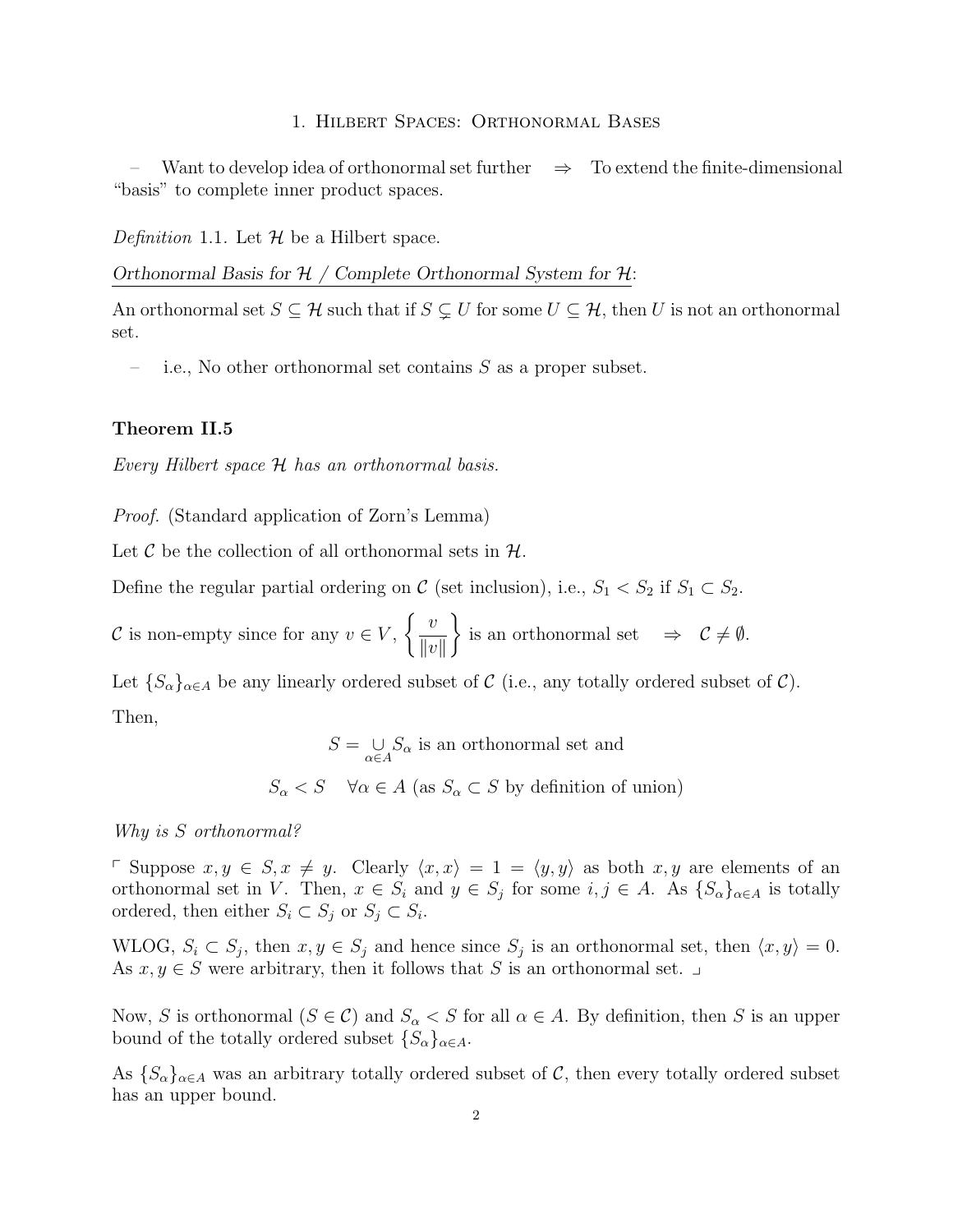# 1. Hilbert Spaces: Orthonormal Bases

– Want to develop idea of orthonormal set further $\Rightarrow$ To extend the finite-dimensional "basis" to complete inner product spaces.

*Definition* 1.1. Let $\mathcal{H}$ be a Hilbert space.

*Orthonormal Basis for $\mathcal{H}$ / Complete Orthonormal System for $\mathcal{H}$*:

An orthonormal set $S \subseteq \mathcal{H}$ such that if $S \subsetneq U$ for some $U \subseteq \mathcal{H}$, then $U$ is not an orthonormal set.

– i.e., No other orthonormal set contains $S$ as a proper subset.

### Theorem II.5

*Every Hilbert space $\mathcal{H}$ has an orthonormal basis.*

*Proof.* (Standard application of Zorn's Lemma)

Let $\mathcal{C}$ be the collection of all orthonormal sets in $\mathcal{H}$.

Define the regular partial ordering on $\mathcal{C}$ (set inclusion), i.e., $S_1 < S_2$ if $S_1 \subset S_2$.

$\mathcal{C}$ is non-empty since for any $v \in V$, $\left\{ \dfrac{v}{\|v\|} \right\}$ is an orthonormal set $\Rightarrow$ $\mathcal{C} \neq \emptyset$.

Let $\{S_\alpha\}_{\alpha \in A}$ be any linearly ordered subset of $\mathcal{C}$ (i.e., any totally ordered subset of $\mathcal{C}$).

Then,

$$S = \bigcup_{\alpha \in A} S_\alpha \text{ is an orthonormal set and}$$

$$S_\alpha < S \quad \forall \alpha \in A \text{ (as } S_\alpha \subset S \text{ by definition of union)}$$

*Why is $S$ orthonormal?*

⌜ Suppose $x, y \in S, x \neq y$. Clearly $\langle x, x \rangle = 1 = \langle y, y \rangle$ as both $x, y$ are elements of an orthonormal set in $V$. Then, $x \in S_i$ and $y \in S_j$ for some $i, j \in A$. As $\{S_\alpha\}_{\alpha \in A}$ is totally ordered, then either $S_i \subset S_j$ or $S_j \subset S_i$.

WLOG, $S_i \subset S_j$, then $x, y \in S_j$ and hence since $S_j$ is an orthonormal set, then $\langle x, y \rangle = 0$. As $x, y \in S$ were arbitrary, then it follows that $S$ is an orthonormal set. ⌟

Now, $S$ is orthonormal ($S \in \mathcal{C}$) and $S_\alpha < S$ for all $\alpha \in A$. By definition, then $S$ is an upper bound of the totally ordered subset $\{S_\alpha\}_{\alpha \in A}$.

As $\{S_\alpha\}_{\alpha \in A}$ was an arbitrary totally ordered subset of $\mathcal{C}$, then every totally ordered subset has an upper bound.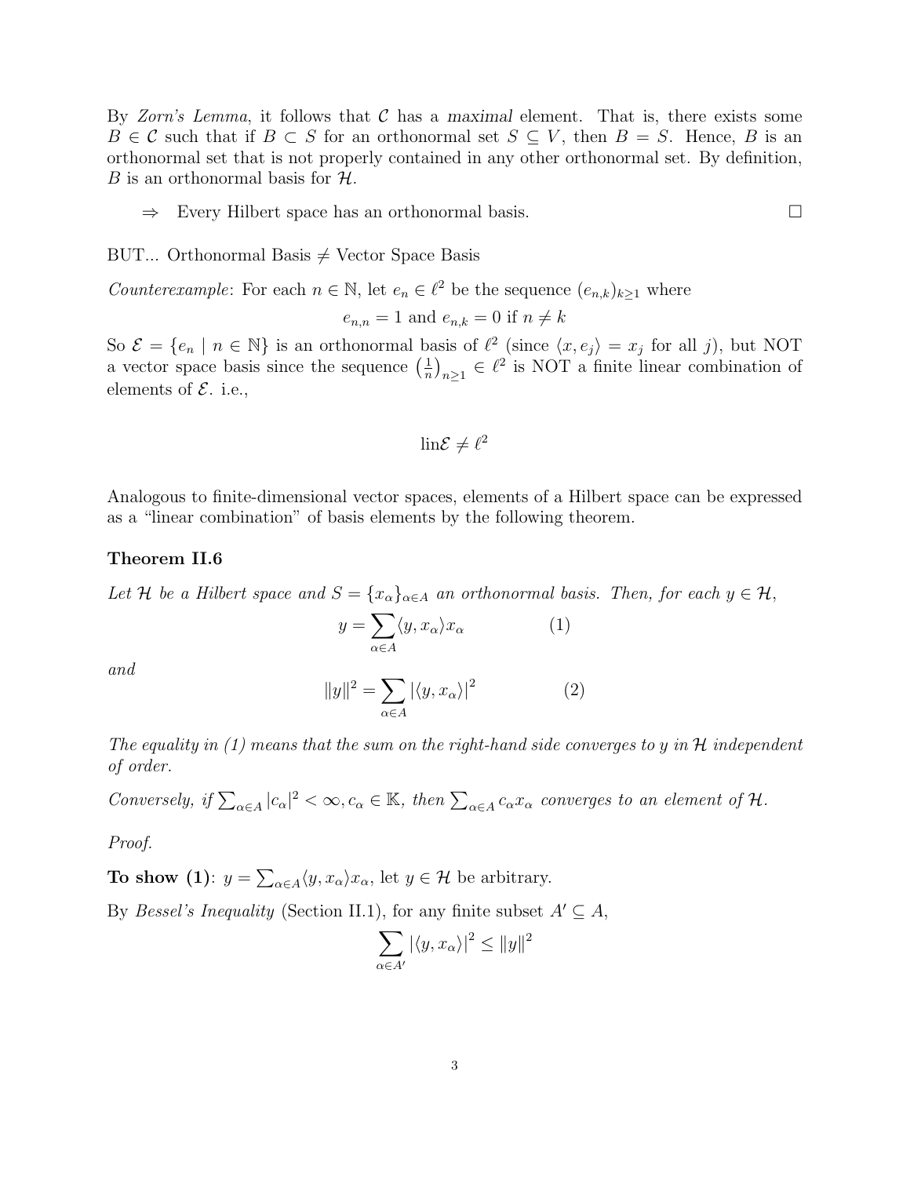By *Zorn's Lemma*, it follows that $\mathcal{C}$ has a *maximal* element. That is, there exists some $B \in \mathcal{C}$ such that if $B \subset S$ for an orthonormal set $S \subseteq V$, then $B = S$. Hence, $B$ is an orthonormal set that is not properly contained in any other orthonormal set. By definition, $B$ is an orthonormal basis for $\mathcal{H}$.

$\Rightarrow$ Every Hilbert space has an orthonormal basis. $\square$

BUT... Orthonormal Basis $\neq$ Vector Space Basis

*Counterexample*: For each $n \in \mathbb{N}$, let $e_n \in \ell^2$ be the sequence $(e_{n,k})_{k\geq 1}$ where

$$e_{n,n} = 1 \text{ and } e_{n,k} = 0 \text{ if } n \neq k$$

So $\mathcal{E} = \{e_n \mid n \in \mathbb{N}\}$ is an orthonormal basis of $\ell^2$ (since $\langle x, e_j \rangle = x_j$ for all $j$), but NOT a vector space basis since the sequence $\left(\frac{1}{n}\right)_{n\geq 1} \in \ell^2$ is NOT a finite linear combination of elements of $\mathcal{E}$. i.e.,

$$\text{lin}\mathcal{E} \neq \ell^2$$

Analogous to finite-dimensional vector spaces, elements of a Hilbert space can be expressed as a "linear combination" of basis elements by the following theorem.

### Theorem II.6

*Let $\mathcal{H}$ be a Hilbert space and $S = \{x_\alpha\}_{\alpha \in A}$ an orthonormal basis. Then, for each $y \in \mathcal{H}$,*

$$y = \sum_{\alpha \in A} \langle y, x_\alpha \rangle x_\alpha \qquad (1)$$

*and*

$$\|y\|^2 = \sum_{\alpha \in A} |\langle y, x_\alpha \rangle|^2 \qquad (2)$$

*The equality in (1) means that the sum on the right-hand side converges to $y$ in $\mathcal{H}$ independent of order.*

*Conversely, if $\sum_{\alpha \in A} |c_\alpha|^2 < \infty, c_\alpha \in \mathbb{K}$, then $\sum_{\alpha \in A} c_\alpha x_\alpha$ converges to an element of $\mathcal{H}$.*

*Proof.*

**To show (1)**: $y = \sum_{\alpha \in A} \langle y, x_\alpha \rangle x_\alpha$, let $y \in \mathcal{H}$ be arbitrary.

By *Bessel's Inequality* (Section II.1), for any finite subset $A' \subseteq A$,

$$\sum_{\alpha \in A'} |\langle y, x_\alpha \rangle|^2 \leq \|y\|^2$$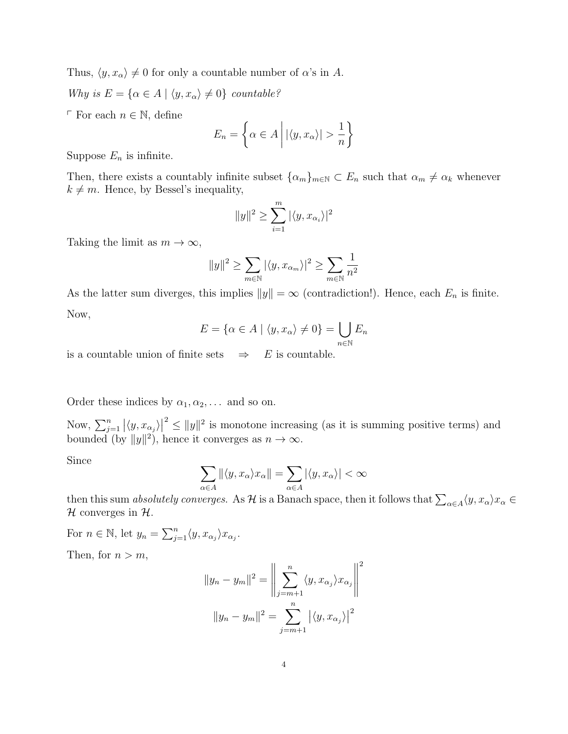Thus, $\langle y, x_\alpha \rangle \neq 0$ for only a countable number of $\alpha$'s in $A$.

*Why is $E = \{\alpha \in A \mid \langle y, x_\alpha \rangle \neq 0\}$ countable?*

⌜ For each $n \in \mathbb{N}$, define

$$E_n = \left\{ \alpha \in A \,\middle|\, |\langle y, x_\alpha \rangle| > \frac{1}{n} \right\}$$

Suppose $E_n$ is infinite.

Then, there exists a countably infinite subset $\{\alpha_m\}_{m \in \mathbb{N}} \subset E_n$ such that $\alpha_m \neq \alpha_k$ whenever $k \neq m$. Hence, by Bessel's inequality,

$$\|y\|^2 \geq \sum_{i=1}^{m} |\langle y, x_{\alpha_i} \rangle|^2$$

Taking the limit as $m \to \infty$,

$$\|y\|^2 \geq \sum_{m \in \mathbb{N}} |\langle y, x_{\alpha_m} \rangle|^2 \geq \sum_{m \in \mathbb{N}} \frac{1}{n^2}$$

As the latter sum diverges, this implies $\|y\| = \infty$ (contradiction!). Hence, each $E_n$ is finite.

Now,

$$E = \{\alpha \in A \mid \langle y, x_\alpha \rangle \neq 0\} = \bigcup_{n \in \mathbb{N}} E_n$$

is a countable union of finite sets $\quad \Rightarrow \quad E$ is countable.

Order these indices by $\alpha_1, \alpha_2, \dots$ and so on.

Now, $\sum_{j=1}^{n} \left|\langle y, x_{\alpha_j} \rangle\right|^2 \leq \|y\|^2$ is monotone increasing (as it is summing positive terms) and bounded (by $\|y\|^2$), hence it converges as $n \to \infty$.

Since

$$\sum_{\alpha \in A} \|\langle y, x_\alpha \rangle x_\alpha\| = \sum_{\alpha \in A} |\langle y, x_\alpha \rangle| < \infty$$

then this sum *absolutely converges.* As $\mathcal{H}$ is a Banach space, then it follows that $\sum_{\alpha \in A} \langle y, x_\alpha \rangle x_\alpha \in \mathcal{H}$ converges in $\mathcal{H}$.

For $n \in \mathbb{N}$, let $y_n = \sum_{j=1}^{n} \langle y, x_{\alpha_j} \rangle x_{\alpha_j}$.

Then, for $n > m$,

$$\|y_n - y_m\|^2 = \left\| \sum_{j=m+1}^{n} \langle y, x_{\alpha_j} \rangle x_{\alpha_j} \right\|^2$$

$$\|y_n - y_m\|^2 = \sum_{j=m+1}^{n} \left|\langle y, x_{\alpha_j} \rangle\right|^2$$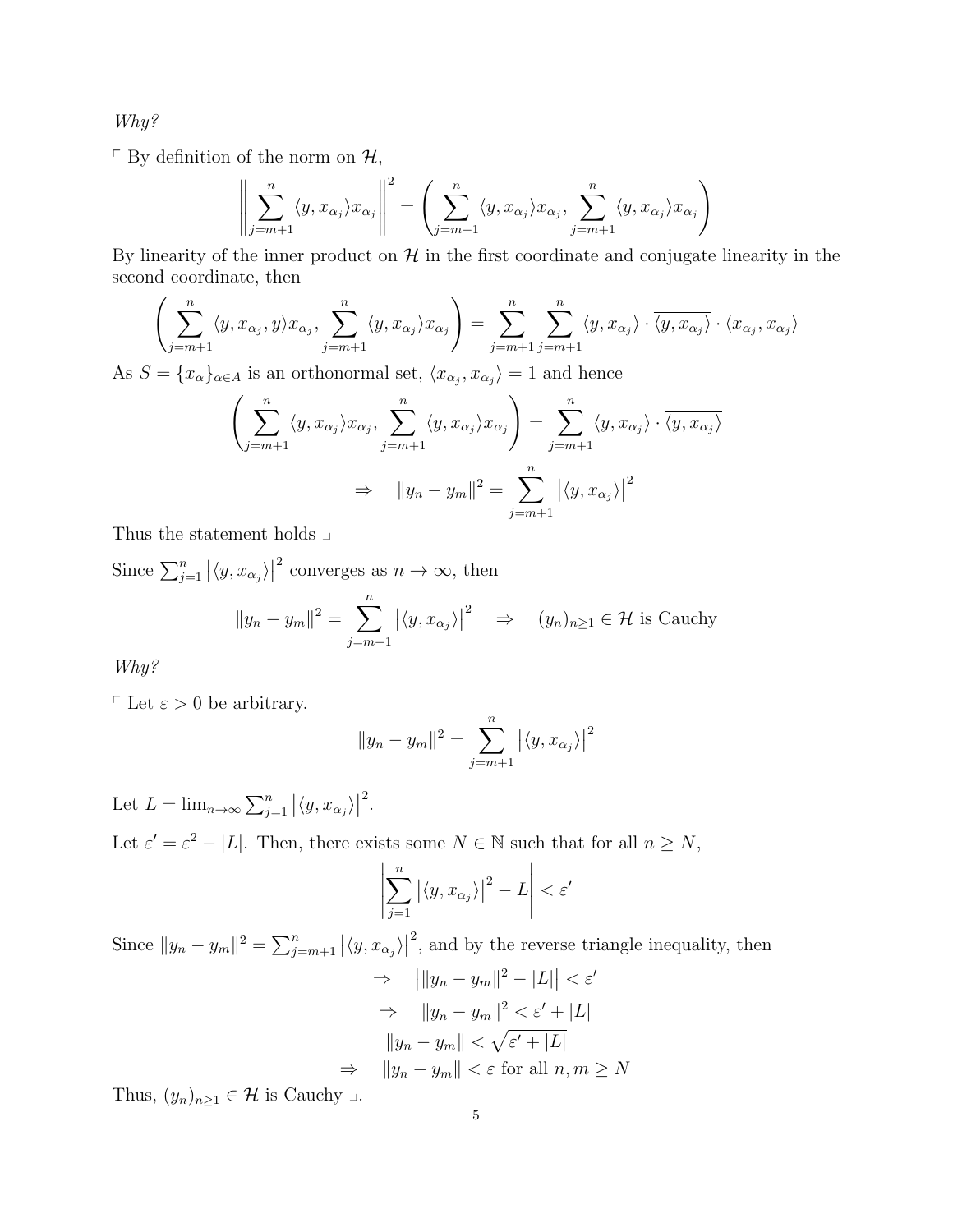*Why?*

⌜ By definition of the norm on $\mathcal{H}$,

$$\left\| \sum_{j=m+1}^{n} \langle y, x_{\alpha_j} \rangle x_{\alpha_j} \right\|^2 = \left( \sum_{j=m+1}^{n} \langle y, x_{\alpha_j} \rangle x_{\alpha_j}, \sum_{j=m+1}^{n} \langle y, x_{\alpha_j} \rangle x_{\alpha_j} \right)$$

By linearity of the inner product on $\mathcal{H}$ in the first coordinate and conjugate linearity in the second coordinate, then

$$\left( \sum_{j=m+1}^{n} \langle y, x_{\alpha_j}, y \rangle x_{\alpha_j}, \sum_{j=m+1}^{n} \langle y, x_{\alpha_j} \rangle x_{\alpha_j} \right) = \sum_{j=m+1}^{n} \sum_{j=m+1}^{n} \langle y, x_{\alpha_j} \rangle \cdot \overline{\langle y, x_{\alpha_j} \rangle} \cdot \langle x_{\alpha_j}, x_{\alpha_j} \rangle$$

As $S = \{x_\alpha\}_{\alpha \in A}$ is an orthonormal set, $\langle x_{\alpha_j}, x_{\alpha_j} \rangle = 1$ and hence

$$\left( \sum_{j=m+1}^{n} \langle y, x_{\alpha_j} \rangle x_{\alpha_j}, \sum_{j=m+1}^{n} \langle y, x_{\alpha_j} \rangle x_{\alpha_j} \right) = \sum_{j=m+1}^{n} \langle y, x_{\alpha_j} \rangle \cdot \overline{\langle y, x_{\alpha_j} \rangle}$$

$$\Rightarrow \quad \|y_n - y_m\|^2 = \sum_{j=m+1}^{n} \left| \langle y, x_{\alpha_j} \rangle \right|^2$$

Thus the statement holds ⌟

Since $\sum_{j=1}^{n} \left| \langle y, x_{\alpha_j} \rangle \right|^2$ converges as $n \to \infty$, then

$$\|y_n - y_m\|^2 = \sum_{j=m+1}^{n} \left| \langle y, x_{\alpha_j} \rangle \right|^2 \quad \Rightarrow \quad (y_n)_{n \geq 1} \in \mathcal{H} \text{ is Cauchy}$$

*Why?*

⌜ Let $\varepsilon > 0$ be arbitrary.

$$\|y_n - y_m\|^2 = \sum_{j=m+1}^{n} \left| \langle y, x_{\alpha_j} \rangle \right|^2$$

Let $L = \lim_{n \to \infty} \sum_{j=1}^{n} \left| \langle y, x_{\alpha_j} \rangle \right|^2$.

Let $\varepsilon' = \varepsilon^2 - |L|$. Then, there exists some $N \in \mathbb{N}$ such that for all $n \geq N$,

$$\left| \sum_{j=1}^{n} \left| \langle y, x_{\alpha_j} \rangle \right|^2 - L \right| < \varepsilon'$$

Since $\|y_n - y_m\|^2 = \sum_{j=m+1}^{n} \left| \langle y, x_{\alpha_j} \rangle \right|^2$, and by the reverse triangle inequality, then

$$\Rightarrow \quad \left| \|y_n - y_m\|^2 - |L| \right| < \varepsilon'$$

$$\Rightarrow \quad \|y_n - y_m\|^2 < \varepsilon' + |L|$$

$$\|y_n - y_m\| < \sqrt{\varepsilon' + |L|}$$

$$\Rightarrow \quad \|y_n - y_m\| < \varepsilon \text{ for all } n, m \geq N$$

Thus, $(y_n)_{n \geq 1} \in \mathcal{H}$ is Cauchy ⌟.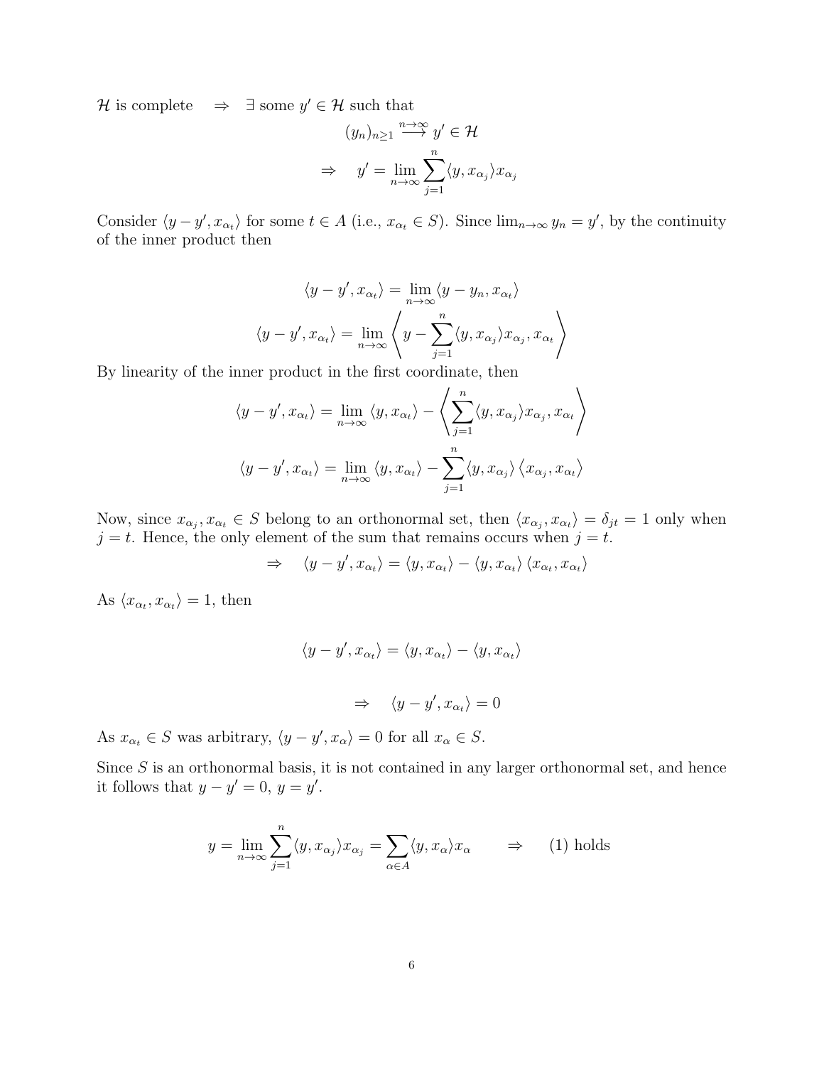$\mathcal{H}$ is complete $\quad \Rightarrow \quad \exists$ some $y' \in \mathcal{H}$ such that

$$(y_n)_{n\geq 1} \xrightarrow{n\to\infty} y' \in \mathcal{H}$$

$$\Rightarrow \quad y' = \lim_{n\to\infty} \sum_{j=1}^{n} \langle y, x_{\alpha_j} \rangle x_{\alpha_j}$$

Consider $\langle y - y', x_{\alpha_t} \rangle$ for some $t \in A$ (i.e., $x_{\alpha_t} \in S$). Since $\lim_{n\to\infty} y_n = y'$, by the continuity of the inner product then

$$\langle y - y', x_{\alpha_t} \rangle = \lim_{n\to\infty} \langle y - y_n, x_{\alpha_t} \rangle$$

$$\langle y - y', x_{\alpha_t} \rangle = \lim_{n\to\infty} \left\langle y - \sum_{j=1}^{n} \langle y, x_{\alpha_j} \rangle x_{\alpha_j}, x_{\alpha_t} \right\rangle$$

By linearity of the inner product in the first coordinate, then

$$\langle y - y', x_{\alpha_t} \rangle = \lim_{n\to\infty} \langle y, x_{\alpha_t} \rangle - \left\langle \sum_{j=1}^{n} \langle y, x_{\alpha_j} \rangle x_{\alpha_j}, x_{\alpha_t} \right\rangle$$

$$\langle y - y', x_{\alpha_t} \rangle = \lim_{n\to\infty} \langle y, x_{\alpha_t} \rangle - \sum_{j=1}^{n} \langle y, x_{\alpha_j} \rangle \langle x_{\alpha_j}, x_{\alpha_t} \rangle$$

Now, since $x_{\alpha_j}, x_{\alpha_t} \in S$ belong to an orthonormal set, then $\langle x_{\alpha_j}, x_{\alpha_t} \rangle = \delta_{jt} = 1$ only when $j = t$. Hence, the only element of the sum that remains occurs when $j = t$.

$$\Rightarrow \quad \langle y - y', x_{\alpha_t} \rangle = \langle y, x_{\alpha_t} \rangle - \langle y, x_{\alpha_t} \rangle \langle x_{\alpha_t}, x_{\alpha_t} \rangle$$

As $\langle x_{\alpha_t}, x_{\alpha_t} \rangle = 1$, then

$$\langle y - y', x_{\alpha_t} \rangle = \langle y, x_{\alpha_t} \rangle - \langle y, x_{\alpha_t} \rangle$$

$$\Rightarrow \quad \langle y - y', x_{\alpha_t} \rangle = 0$$

As $x_{\alpha_t} \in S$ was arbitrary, $\langle y - y', x_\alpha \rangle = 0$ for all $x_\alpha \in S$.

Since $S$ is an orthonormal basis, it is not contained in any larger orthonormal set, and hence it follows that $y - y' = 0$, $y = y'$.

$$y = \lim_{n\to\infty} \sum_{j=1}^{n} \langle y, x_{\alpha_j} \rangle x_{\alpha_j} = \sum_{\alpha \in A} \langle y, x_\alpha \rangle x_\alpha \qquad \Rightarrow \qquad \text{(1) holds}$$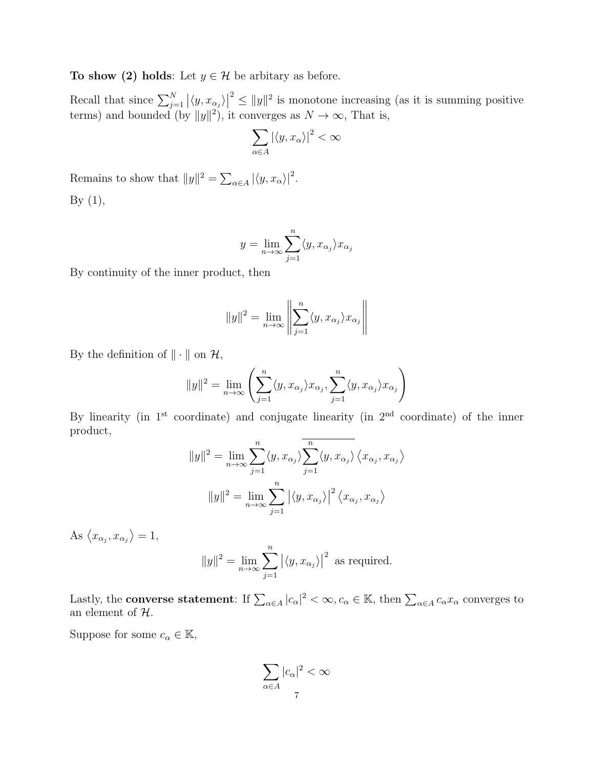**To show (2) holds**: Let $y \in \mathcal{H}$ be arbitary as before.

Recall that since $\sum_{j=1}^{N} \left|\langle y, x_{\alpha_j} \rangle\right|^2 \leq \|y\|^2$ is monotone increasing (as it is summing positive terms) and bounded (by $\|y\|^2$), it converges as $N \to \infty$, That is,

$$\sum_{\alpha \in A} |\langle y, x_\alpha \rangle|^2 < \infty$$

Remains to show that $\|y\|^2 = \sum_{\alpha \in A} |\langle y, x_\alpha \rangle|^2$.

By (1),

$$y = \lim_{n \to \infty} \sum_{j=1}^{n} \langle y, x_{\alpha_j} \rangle x_{\alpha_j}$$

By continuity of the inner product, then

$$\|y\|^2 = \lim_{n \to \infty} \left\| \sum_{j=1}^{n} \langle y, x_{\alpha_j} \rangle x_{\alpha_j} \right\|$$

By the definition of $\|\cdot\|$ on $\mathcal{H}$,

$$\|y\|^2 = \lim_{n \to \infty} \left( \sum_{j=1}^{n} \langle y, x_{\alpha_j} \rangle x_{\alpha_j}, \sum_{j=1}^{n} \langle y, x_{\alpha_j} \rangle x_{\alpha_j} \right)$$

By linearity (in 1st coordinate) and conjugate linearity (in 2nd coordinate) of the inner product,

$$\|y\|^2 = \lim_{n \to \infty} \sum_{j=1}^{n} \langle y, x_{\alpha_j} \rangle \overline{\sum_{j=1}^{n} \langle y, x_{\alpha_j} \rangle} \left\langle x_{\alpha_j}, x_{\alpha_j} \right\rangle$$

$$\|y\|^2 = \lim_{n \to \infty} \sum_{j=1}^{n} \left|\langle y, x_{\alpha_j} \rangle\right|^2 \left\langle x_{\alpha_j}, x_{\alpha_j} \right\rangle$$

As $\left\langle x_{\alpha_j}, x_{\alpha_j} \right\rangle = 1$,

$$\|y\|^2 = \lim_{n \to \infty} \sum_{j=1}^{n} \left|\langle y, x_{\alpha_j} \rangle\right|^2 \text{ as required.}$$

Lastly, the **converse statement**: If $\sum_{\alpha \in A} |c_\alpha|^2 < \infty, c_\alpha \in \mathbb{K}$, then $\sum_{\alpha \in A} c_\alpha x_\alpha$ converges to an element of $\mathcal{H}$.

Suppose for some $c_\alpha \in \mathbb{K}$,

$$\sum_{\alpha \in A} |c_\alpha|^2 < \infty$$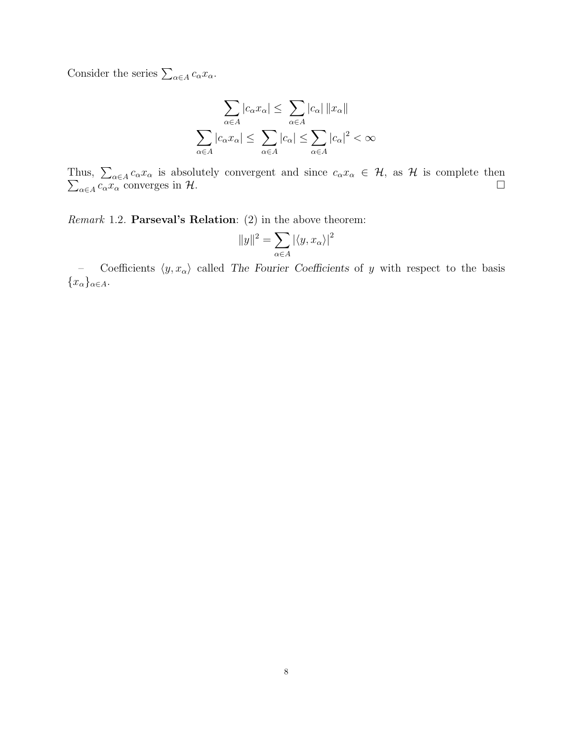Consider the series $\sum_{\alpha \in A} c_\alpha x_\alpha$.

$$\sum_{\alpha \in A} |c_\alpha x_\alpha| \leq \sum_{\alpha \in A} |c_\alpha| \, \|x_\alpha\|$$
$$\sum_{\alpha \in A} |c_\alpha x_\alpha| \leq \sum_{\alpha \in A} |c_\alpha| \leq \sum_{\alpha \in A} |c_\alpha|^2 < \infty$$

Thus, $\sum_{\alpha \in A} c_\alpha x_\alpha$ is absolutely convergent and since $c_\alpha x_\alpha \in \mathcal{H}$, as $\mathcal{H}$ is complete then $\sum_{\alpha \in A} c_\alpha x_\alpha$ converges in $\mathcal{H}$. □

*Remark* 1.2. **Parseval's Relation**: (2) in the above theorem:

$$\|y\|^2 = \sum_{\alpha \in A} |\langle y, x_\alpha \rangle|^2$$

– Coefficients $\langle y, x_\alpha \rangle$ called *The Fourier Coefficients* of $y$ with respect to the basis $\{x_\alpha\}_{\alpha \in A}$.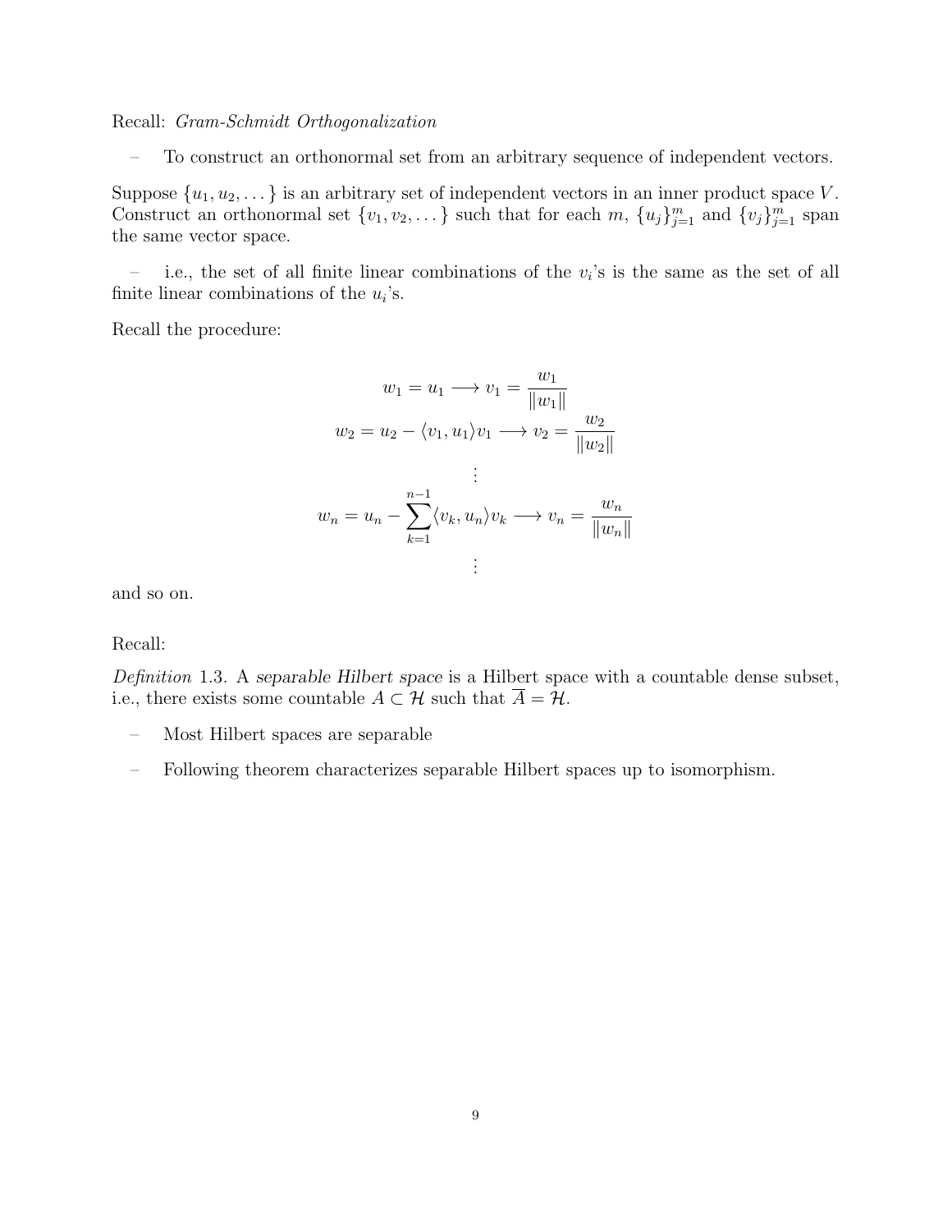Recall: *Gram-Schmidt Orthogonalization*

– To construct an orthonormal set from an arbitrary sequence of independent vectors.

Suppose $\{u_1, u_2, \dots\}$ is an arbitrary set of independent vectors in an inner product space $V$. Construct an orthonormal set $\{v_1, v_2, \dots\}$ such that for each $m$, $\{u_j\}_{j=1}^m$ and $\{v_j\}_{j=1}^m$ span the same vector space.

– i.e., the set of all finite linear combinations of the $v_i$'s is the same as the set of all finite linear combinations of the $u_i$'s.

Recall the procedure:

$$
\begin{gathered}
w_1 = u_1 \longrightarrow v_1 = \frac{w_1}{\|w_1\|} \\
w_2 = u_2 - \langle v_1, u_1 \rangle v_1 \longrightarrow v_2 = \frac{w_2}{\|w_2\|} \\
\vdots \\
w_n = u_n - \sum_{k=1}^{n-1} \langle v_k, u_n \rangle v_k \longrightarrow v_n = \frac{w_n}{\|w_n\|} \\
\vdots
\end{gathered}
$$

and so on.

Recall:

*Definition* 1.3. A *separable Hilbert space* is a Hilbert space with a countable dense subset, i.e., there exists some countable $A \subset \mathcal{H}$ such that $\overline{A} = \mathcal{H}$.

– Most Hilbert spaces are separable

– Following theorem characterizes separable Hilbert spaces up to isomorphism.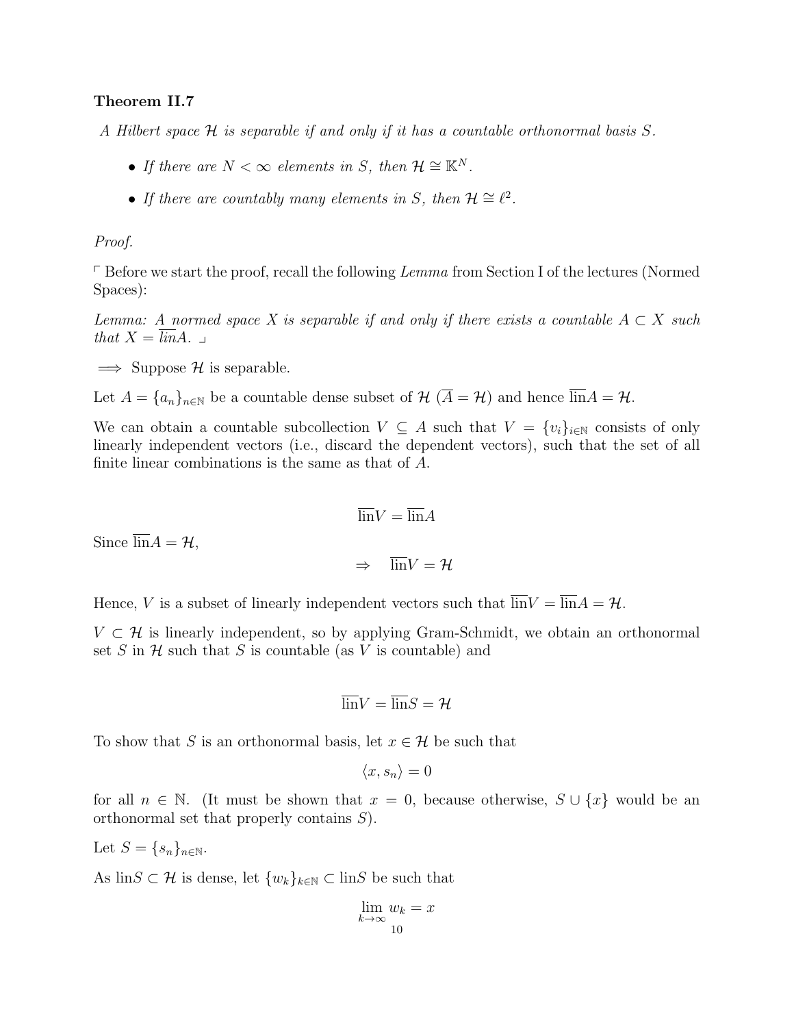**Theorem II.7**

*A Hilbert space $\mathcal{H}$ is separable if and only if it has a countable orthonormal basis $S$.*

- *If there are $N < \infty$ elements in $S$, then $\mathcal{H} \cong \mathbb{K}^N$.*
- *If there are countably many elements in $S$, then $\mathcal{H} \cong \ell^2$.*

*Proof.*

⌜ Before we start the proof, recall the following *Lemma* from Section I of the lectures (Normed Spaces):

*Lemma: A normed space $X$ is separable if and only if there exists a countable $A \subset X$ such that $X = \overline{lin}A$.* ⌟

$\implies$ Suppose $\mathcal{H}$ is separable.

Let $A = \{a_n\}_{n\in\mathbb{N}}$ be a countable dense subset of $\mathcal{H}$ ($\overline{A} = \mathcal{H}$) and hence $\overline{\text{lin}}A = \mathcal{H}$.

We can obtain a countable subcollection $V \subseteq A$ such that $V = \{v_i\}_{i\in\mathbb{N}}$ consists of only linearly independent vectors (i.e., discard the dependent vectors), such that the set of all finite linear combinations is the same as that of $A$.

$$\overline{\text{lin}}V = \overline{\text{lin}}A$$

Since $\overline{\text{lin}}A = \mathcal{H}$,

$$\Rightarrow \quad \overline{\text{lin}}V = \mathcal{H}$$

Hence, $V$ is a subset of linearly independent vectors such that $\overline{\text{lin}}V = \overline{\text{lin}}A = \mathcal{H}$.

$V \subset \mathcal{H}$ is linearly independent, so by applying Gram-Schmidt, we obtain an orthonormal set $S$ in $\mathcal{H}$ such that $S$ is countable (as $V$ is countable) and

$$\overline{\text{lin}}V = \overline{\text{lin}}S = \mathcal{H}$$

To show that $S$ is an orthonormal basis, let $x \in \mathcal{H}$ be such that

$$\langle x, s_n \rangle = 0$$

for all $n \in \mathbb{N}$. (It must be shown that $x = 0$, because otherwise, $S \cup \{x\}$ would be an orthonormal set that properly contains $S$).

Let $S = \{s_n\}_{n\in\mathbb{N}}$.

As $\text{lin}S \subset \mathcal{H}$ is dense, let $\{w_k\}_{k\in\mathbb{N}} \subset \text{lin}S$ be such that

$$\lim_{k\to\infty} w_k = x$$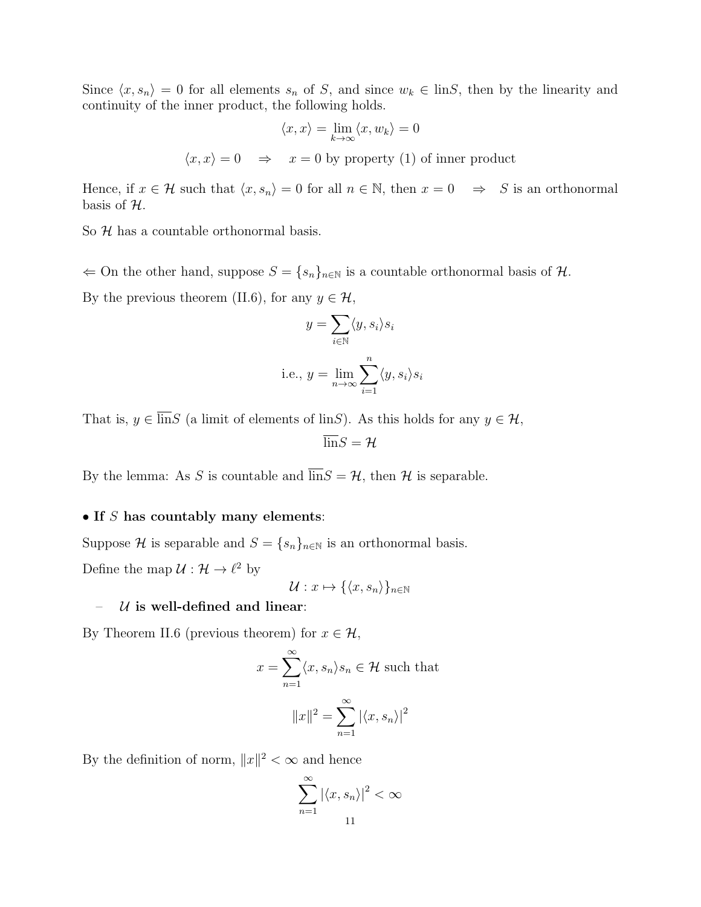Since $\langle x, s_n \rangle = 0$ for all elements $s_n$ of $S$, and since $w_k \in \text{lin}S$, then by the linearity and continuity of the inner product, the following holds.

$$\langle x, x \rangle = \lim_{k \to \infty} \langle x, w_k \rangle = 0$$

$$\langle x, x \rangle = 0 \quad \Rightarrow \quad x = 0 \text{ by property (1) of inner product}$$

Hence, if $x \in \mathcal{H}$ such that $\langle x, s_n \rangle = 0$ for all $n \in \mathbb{N}$, then $x = 0 \quad \Rightarrow \quad S$ is an orthonormal basis of $\mathcal{H}$.

So $\mathcal{H}$ has a countable orthonormal basis.

$\Leftarrow$ On the other hand, suppose $S = \{s_n\}_{n \in \mathbb{N}}$ is a countable orthonormal basis of $\mathcal{H}$.

By the previous theorem (II.6), for any $y \in \mathcal{H}$,

$$y = \sum_{i \in \mathbb{N}} \langle y, s_i \rangle s_i$$

$$\text{i.e., } y = \lim_{n \to \infty} \sum_{i=1}^{n} \langle y, s_i \rangle s_i$$

That is, $y \in \overline{\text{lin}}S$ (a limit of elements of $\text{lin}S$). As this holds for any $y \in \mathcal{H}$,

$$\overline{\text{lin}}S = \mathcal{H}$$

By the lemma: As $S$ is countable and $\overline{\text{lin}}S = \mathcal{H}$, then $\mathcal{H}$ is separable.

• **If $S$ has countably many elements**:

Suppose $\mathcal{H}$ is separable and $S = \{s_n\}_{n \in \mathbb{N}}$ is an orthonormal basis.

Define the map $\mathcal{U} : \mathcal{H} \to \ell^2$ by

$$\mathcal{U} : x \mapsto \{\langle x, s_n \rangle\}_{n \in \mathbb{N}}$$

– **$\mathcal{U}$ is well-defined and linear**:

By Theorem II.6 (previous theorem) for $x \in \mathcal{H}$,

$$x = \sum_{n=1}^{\infty} \langle x, s_n \rangle s_n \in \mathcal{H} \text{ such that}$$

$$\|x\|^2 = \sum_{n=1}^{\infty} |\langle x, s_n \rangle|^2$$

By the definition of norm, $\|x\|^2 < \infty$ and hence

$$\sum_{n=1}^{\infty} |\langle x, s_n \rangle|^2 < \infty$$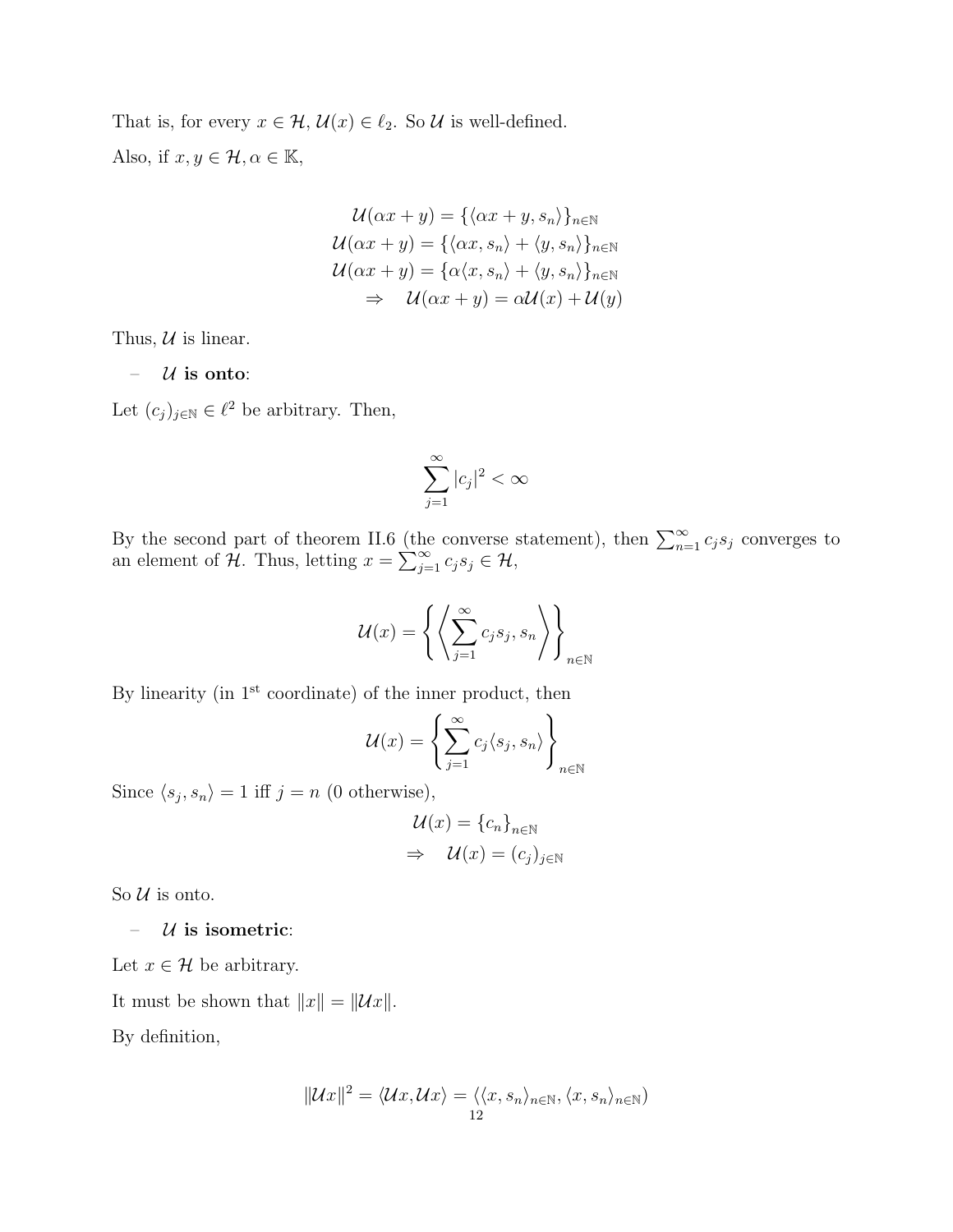That is, for every $x \in \mathcal{H}$, $\mathcal{U}(x) \in \ell_2$. So $\mathcal{U}$ is well-defined.

Also, if $x, y \in \mathcal{H}, \alpha \in \mathbb{K}$,

$$\begin{aligned}
\mathcal{U}(\alpha x + y) &= \{\langle \alpha x + y, s_n \rangle\}_{n \in \mathbb{N}} \\
\mathcal{U}(\alpha x + y) &= \{\langle \alpha x, s_n \rangle + \langle y, s_n \rangle\}_{n \in \mathbb{N}} \\
\mathcal{U}(\alpha x + y) &= \{\alpha \langle x, s_n \rangle + \langle y, s_n \rangle\}_{n \in \mathbb{N}} \\
\Rightarrow \quad \mathcal{U}(\alpha x + y) &= \alpha \mathcal{U}(x) + \mathcal{U}(y)
\end{aligned}$$

Thus, $\mathcal{U}$ is linear.

- **$\mathcal{U}$ is onto**:

Let $(c_j)_{j \in \mathbb{N}} \in \ell^2$ be arbitrary. Then,

$$\sum_{j=1}^{\infty} |c_j|^2 < \infty$$

By the second part of theorem II.6 (the converse statement), then $\sum_{n=1}^{\infty} c_j s_j$ converges to an element of $\mathcal{H}$. Thus, letting $x = \sum_{j=1}^{\infty} c_j s_j \in \mathcal{H}$,

$$\mathcal{U}(x) = \left\{ \left\langle \sum_{j=1}^{\infty} c_j s_j, s_n \right\rangle \right\}_{n \in \mathbb{N}}$$

By linearity (in 1st coordinate) of the inner product, then

$$\mathcal{U}(x) = \left\{ \sum_{j=1}^{\infty} c_j \langle s_j, s_n \rangle \right\}_{n \in \mathbb{N}}$$

Since $\langle s_j, s_n \rangle = 1$ iff $j = n$ (0 otherwise),

$$\begin{aligned}
\mathcal{U}(x) &= \{c_n\}_{n \in \mathbb{N}} \\
\Rightarrow \quad \mathcal{U}(x) &= (c_j)_{j \in \mathbb{N}}
\end{aligned}$$

So $\mathcal{U}$ is onto.

- **$\mathcal{U}$ is isometric**:

Let $x \in \mathcal{H}$ be arbitrary.

It must be shown that $\|x\| = \|\mathcal{U}x\|$.

By definition,

$$\|\mathcal{U}x\|^2 = \langle \mathcal{U}x, \mathcal{U}x \rangle = \langle \langle x, s_n \rangle_{n \in \mathbb{N}}, \langle x, s_n \rangle_{n \in \mathbb{N}} \rangle$$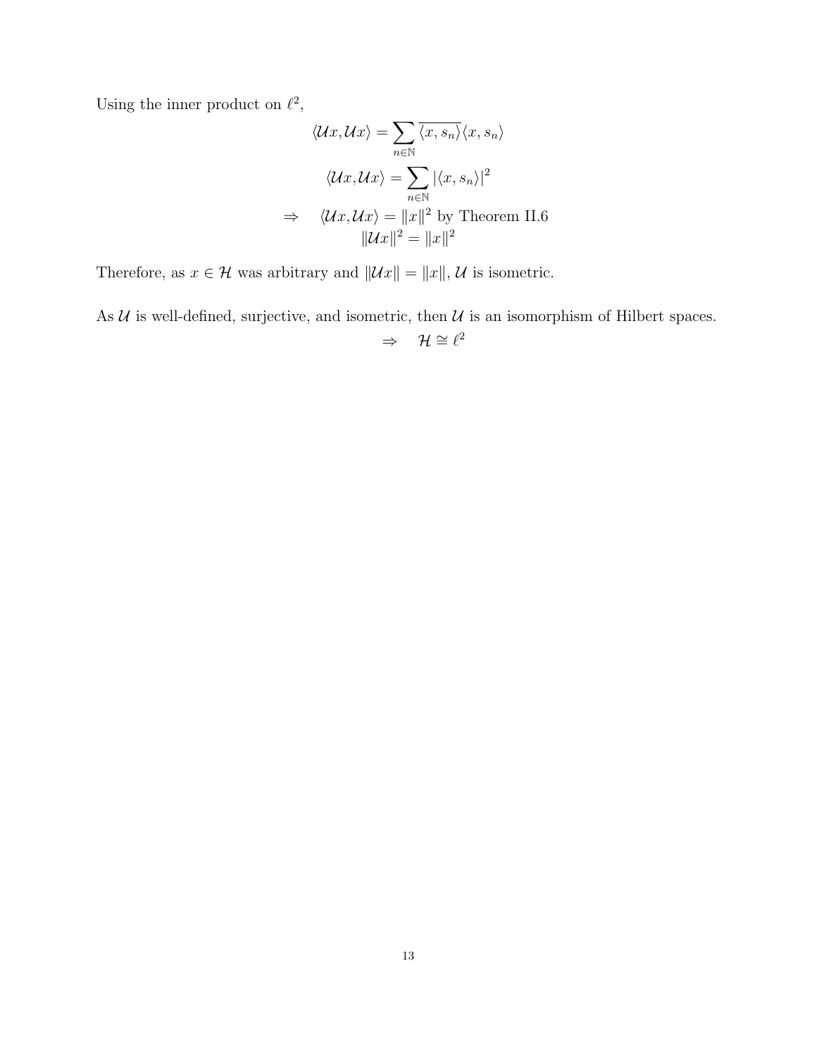Using the inner product on $\ell^2$,

$$\langle \mathcal{U}x, \mathcal{U}x \rangle = \sum_{n \in \mathbb{N}} \overline{\langle x, s_n \rangle} \langle x, s_n \rangle$$

$$\langle \mathcal{U}x, \mathcal{U}x \rangle = \sum_{n \in \mathbb{N}} |\langle x, s_n \rangle|^2$$

$$\Rightarrow \quad \langle \mathcal{U}x, \mathcal{U}x \rangle = \|x\|^2 \text{ by Theorem II.6}$$

$$\|\mathcal{U}x\|^2 = \|x\|^2$$

Therefore, as $x \in \mathcal{H}$ was arbitrary and $\|\mathcal{U}x\| = \|x\|$, $\mathcal{U}$ is isometric.

As $\mathcal{U}$ is well-defined, surjective, and isometric, then $\mathcal{U}$ is an isomorphism of Hilbert spaces.

$$\Rightarrow \quad \mathcal{H} \cong \ell^2$$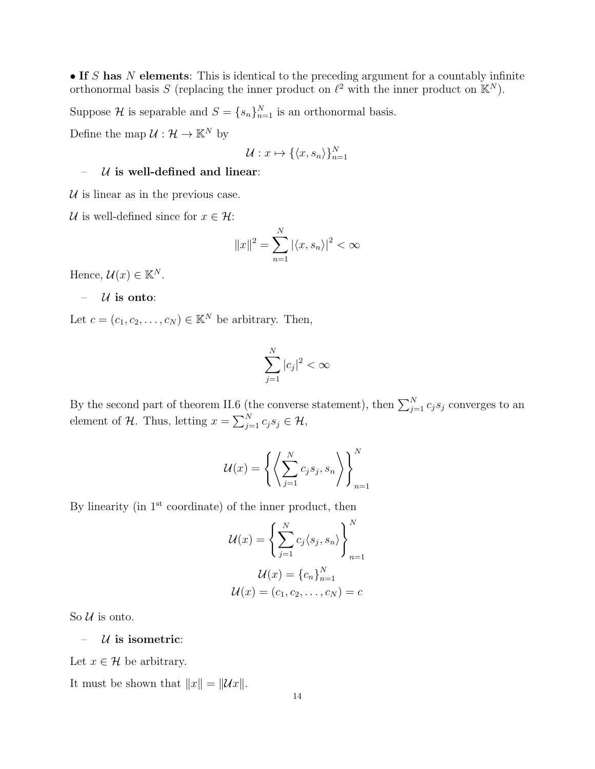• **If $S$ has $N$ elements**: This is identical to the preceding argument for a countably infinite orthonormal basis $S$ (replacing the inner product on $\ell^2$ with the inner product on $\mathbb{K}^N$).

Suppose $\mathcal{H}$ is separable and $S = \{s_n\}_{n=1}^N$ is an orthonormal basis.

Define the map $\mathcal{U} : \mathcal{H} \to \mathbb{K}^N$ by

$$\mathcal{U} : x \mapsto \{\langle x, s_n \rangle\}_{n=1}^N$$

– **$\mathcal{U}$ is well-defined and linear**:

$\mathcal{U}$ is linear as in the previous case.

$\mathcal{U}$ is well-defined since for $x \in \mathcal{H}$:

$$\|x\|^2 = \sum_{n=1}^{N} |\langle x, s_n \rangle|^2 < \infty$$

Hence, $\mathcal{U}(x) \in \mathbb{K}^N$.

– **$\mathcal{U}$ is onto**:

Let $c = (c_1, c_2, \ldots, c_N) \in \mathbb{K}^N$ be arbitrary. Then,

$$\sum_{j=1}^{N} |c_j|^2 < \infty$$

By the second part of theorem II.6 (the converse statement), then $\sum_{j=1}^{N} c_j s_j$ converges to an element of $\mathcal{H}$. Thus, letting $x = \sum_{j=1}^{N} c_j s_j \in \mathcal{H}$,

$$\mathcal{U}(x) = \left\{ \left\langle \sum_{j=1}^{N} c_j s_j, s_n \right\rangle \right\}_{n=1}^{N}$$

By linearity (in 1st coordinate) of the inner product, then

$$\mathcal{U}(x) = \left\{ \sum_{j=1}^{N} c_j \langle s_j, s_n \rangle \right\}_{n=1}^{N}$$

$$\mathcal{U}(x) = \{c_n\}_{n=1}^{N}$$

$$\mathcal{U}(x) = (c_1, c_2, \ldots, c_N) = c$$

So $\mathcal{U}$ is onto.

– **$\mathcal{U}$ is isometric**:

Let $x \in \mathcal{H}$ be arbitrary.

It must be shown that $\|x\| = \|\mathcal{U}x\|$.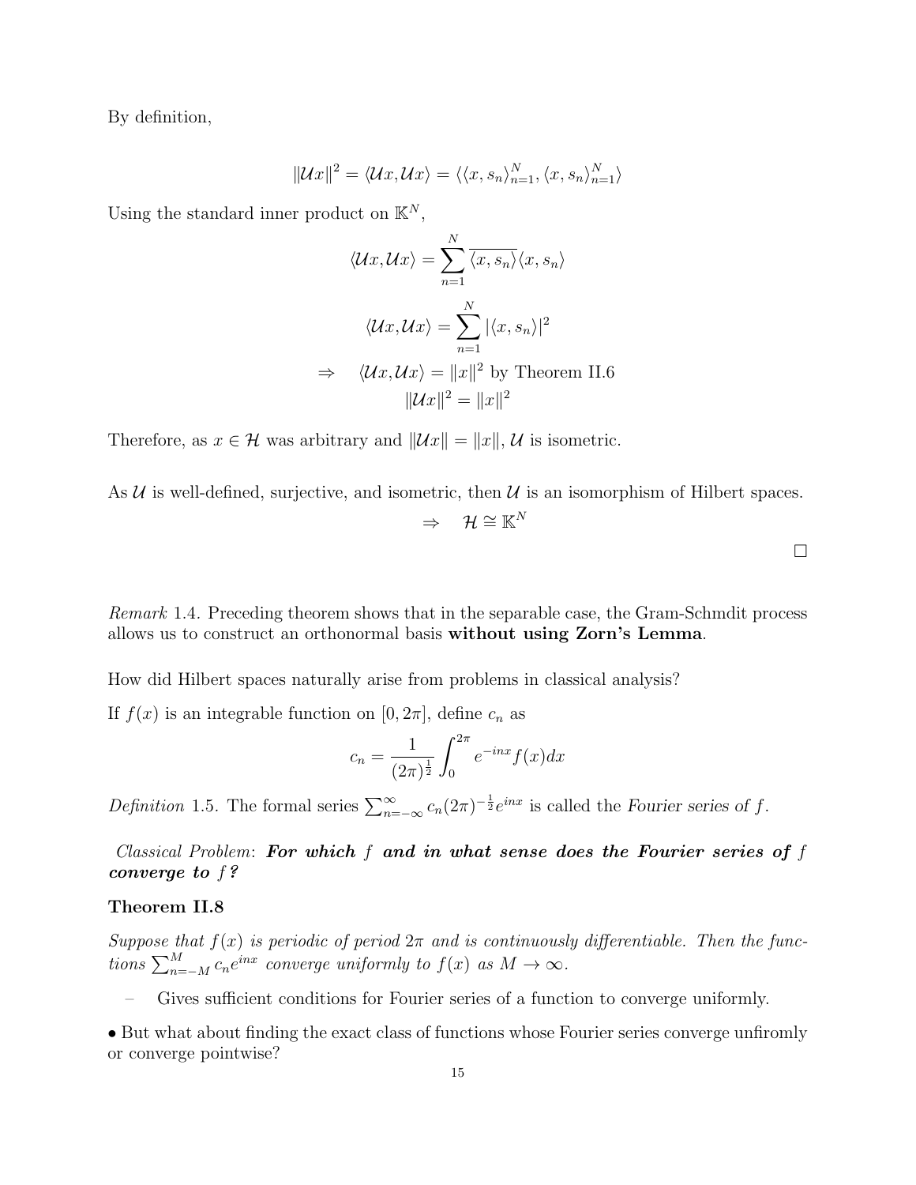By definition,

$$\|\mathcal{U}x\|^2 = \langle \mathcal{U}x, \mathcal{U}x \rangle = \langle \langle x, s_n \rangle_{n=1}^N, \langle x, s_n \rangle_{n=1}^N \rangle$$

Using the standard inner product on $\mathbb{K}^N$,

$$\langle \mathcal{U}x, \mathcal{U}x \rangle = \sum_{n=1}^{N} \overline{\langle x, s_n \rangle} \langle x, s_n \rangle$$

$$\langle \mathcal{U}x, \mathcal{U}x \rangle = \sum_{n=1}^{N} |\langle x, s_n \rangle|^2$$

$$\Rightarrow \quad \langle \mathcal{U}x, \mathcal{U}x \rangle = \|x\|^2 \text{ by Theorem II.6}$$

$$\|\mathcal{U}x\|^2 = \|x\|^2$$

Therefore, as $x \in \mathcal{H}$ was arbitrary and $\|\mathcal{U}x\| = \|x\|$, $\mathcal{U}$ is isometric.

As $\mathcal{U}$ is well-defined, surjective, and isometric, then $\mathcal{U}$ is an isomorphism of Hilbert spaces.

$$\Rightarrow \quad \mathcal{H} \cong \mathbb{K}^N$$

□

*Remark* 1.4. Preceding theorem shows that in the separable case, the Gram-Schmdit process allows us to construct an orthonormal basis **without using Zorn's Lemma**.

How did Hilbert spaces naturally arise from problems in classical analysis?

If $f(x)$ is an integrable function on $[0, 2\pi]$, define $c_n$ as

$$c_n = \frac{1}{(2\pi)^{\frac{1}{2}}} \int_0^{2\pi} e^{-inx} f(x) dx$$

*Definition* 1.5. The formal series $\sum_{n=-\infty}^{\infty} c_n (2\pi)^{-\frac{1}{2}} e^{inx}$ is called the *Fourier series of $f$*.

*Classical Problem*: ***For which $f$ and in what sense does the Fourier series of $f$ converge to $f$?***

**Theorem II.8**

*Suppose that $f(x)$ is periodic of period $2\pi$ and is continuously differentiable. Then the functions $\sum_{n=-M}^{M} c_n e^{inx}$ converge uniformly to $f(x)$ as $M \to \infty$.*

– Gives sufficient conditions for Fourier series of a function to converge uniformly.

• But what about finding the exact class of functions whose Fourier series converge unfiromly or converge pointwise?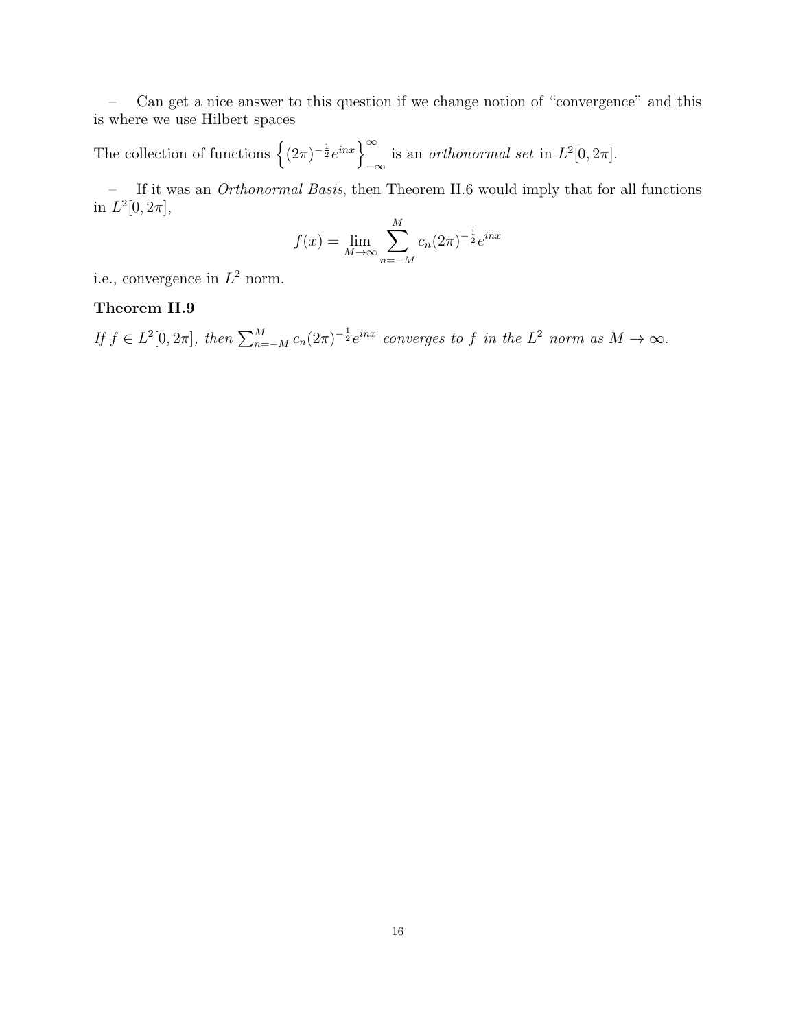– Can get a nice answer to this question if we change notion of "convergence" and this is where we use Hilbert spaces

The collection of functions $\left\{(2\pi)^{-\frac{1}{2}}e^{inx}\right\}_{-\infty}^{\infty}$ is an *orthonormal set* in $L^2[0, 2\pi]$.

– If it was an *Orthonormal Basis*, then Theorem II.6 would imply that for all functions in $L^2[0, 2\pi]$,

$$f(x) = \lim_{M\to\infty} \sum_{n=-M}^{M} c_n (2\pi)^{-\frac{1}{2}} e^{inx}$$

i.e., convergence in $L^2$ norm.

**Theorem II.9**

*If $f \in L^2[0, 2\pi]$, then $\sum_{n=-M}^{M} c_n (2\pi)^{-\frac{1}{2}} e^{inx}$ converges to $f$ in the $L^2$ norm as $M \to \infty$.*